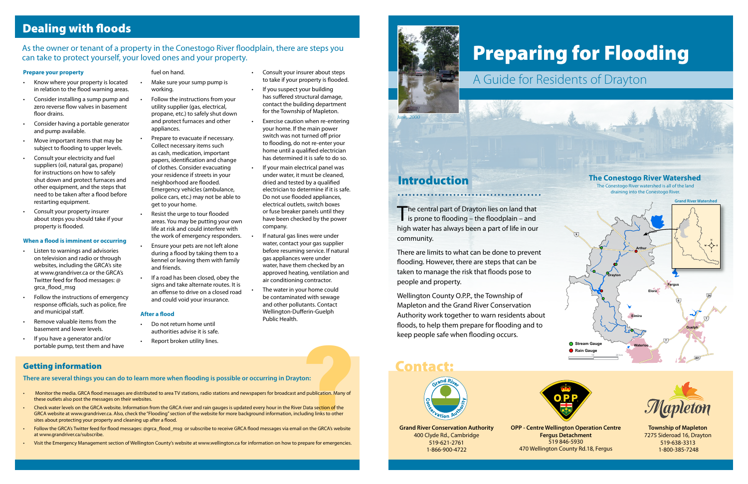## Dealing with floods

As the owner or tenant of a property in the Conestogo River floodplain, there are steps you can take to protect yourself, your loved ones and your property.

### Prepare your property

- Know where your property is located in relation to the flood warning areas.
- Consider installing a sump pump and zero reverse flow valves in basement floor drains.
- Consider having a portable generator and pump available.
- Move important items that may be subject to flooding to upper levels.
- Consult your electricity and fuel suppliers (oil, natural gas, propane) for instructions on how to safely shut down and protect furnaces and other equipment, and the steps that need to be taken after a flood before restarting equipment.
- Consult your property insurer about steps you should take if your property is flooded.

### When a flood is imminent or occurring

- Listen to warnings and advisories on television and radio or through websites, including the GRCA's site at www.grandriver.ca or the GRCA's Twitter feed for flood messages: @ grca_flood_msg
- Follow the instructions of emergency response officials, such as police, fire and municipal staff.
- Remove valuable items from the basement and lower levels.
- If you have a generator and/or portable pump, test them and have fuel on hand.
- Make sure your sump pump is working.
- Follow the instructions from your utility supplier (gas, electrical, propane, etc.) to safely shut down and protect furnaces and other appliances.
- Prepare to evacuate if necessary. Collect necessary items such as cash, medication, important papers, identification and change of clothes. Consider evacuating your residence if streets in your neighborhood are flooded. Emergency vehicles (ambulance, police cars, etc.) may not be able to get to your home.
- Resist the urge to tour flooded areas. You may be putting your own life at risk and could interfere with the work of emergency responders.
- Ensure your pets are not left alone during a flood by taking them to a kennel or leaving them with family and friends.
- If a road has been closed, obey the signs and take alternate routes. It is an offense to drive on a closed road and could void your insurance.

### After a flood

- Do not return home until authorities advise it is safe.
- Report broken utility lines.
- Consult your insurer about steps to take if your property is flooded.
- If you suspect your building has suffered structural damage, contact the building department for the Township of Mapleton.
- Exercise caution when re-entering your home. If the main power switch was not turned off prior to flooding, do not re-enter your home until a qualified electrician has determined it is safe to do so.
- If your main electrical panel was under water, it must be cleaned, dried and tested by a qualified electrician to determine if it is safe. Do not use flooded appliances, electrical outlets, switch boxes or fuse breaker panels until they have been checked by the power company.
- If natural gas lines were under water, contact your gas supplier before resuming service. If natural gas appliances were under water, have them checked by an approved heating, ventilation and air conditioning contractor.
- The water in your home could be contaminated with sewage and other pollutants. Contact Wellington-Dufferin-Guelph Public Health.

## Getting information

**There are several things you can do to learn more when flooding is possible or occurring in Drayton:**

- Monitor the media. GRCA flood messages are distributed to area TV stations, radio stations and newspapers for broadcast and publication. Many of these outlets also post the messages on their websites.
- Check water levels on the GRCA website. Information from the GRCA river and rain gauges is updated every hour in the River Data section of the GRCA website at www.grandriver.ca. Also, check the "Flooding" section of the website for more background information, including links to other sites about protecting your property and cleaning up after a flood.
- Follow the GRCA's Twitter feed for flood messages: @grca_flood_msg or subscribe to receive GRCA flood messages via email on the GRCA's website at www.grandriver.ca/subscribe.
- Visit the Emergency Management section of Wellington County's website at www.wellington.ca for information on how to prepare for emergencies.

# Preparing for Flooding

## A Guide for Residents of Drayton

*June, 2000*

## Introduction

The central part of Drayton lies on land that is prone to flooding – the floodplain – and high water has always been a part of life in our community.

There are limits to what can be done to prevent flooding. However, there are steps that can be taken to manage the risk that floods pose to people and property.

Wellington County O.P.P., the Township of Mapleton and the Grand River Conservation Authority work together to warn residents about floods, to help them prepare for flooding and to keep people safe when flooding occurs.

### The Conestogo River Watershed

The Conestogo River watershed is all of the land draining into the Conestogo River.

## Contact:

**Grand River Conservation Authority**
400 Clyde Rd., Cambridge
519-621-2761
1-866-900-4722

**OPP - Centre Wellington Operation Centre**
**Fergus Detachment**
519 846-5930
470 Wellington County Rd.18, Fergus

**Township of Mapleton**
7275 Sideroad 16, Drayton
519-638-3313
1-800-385-7248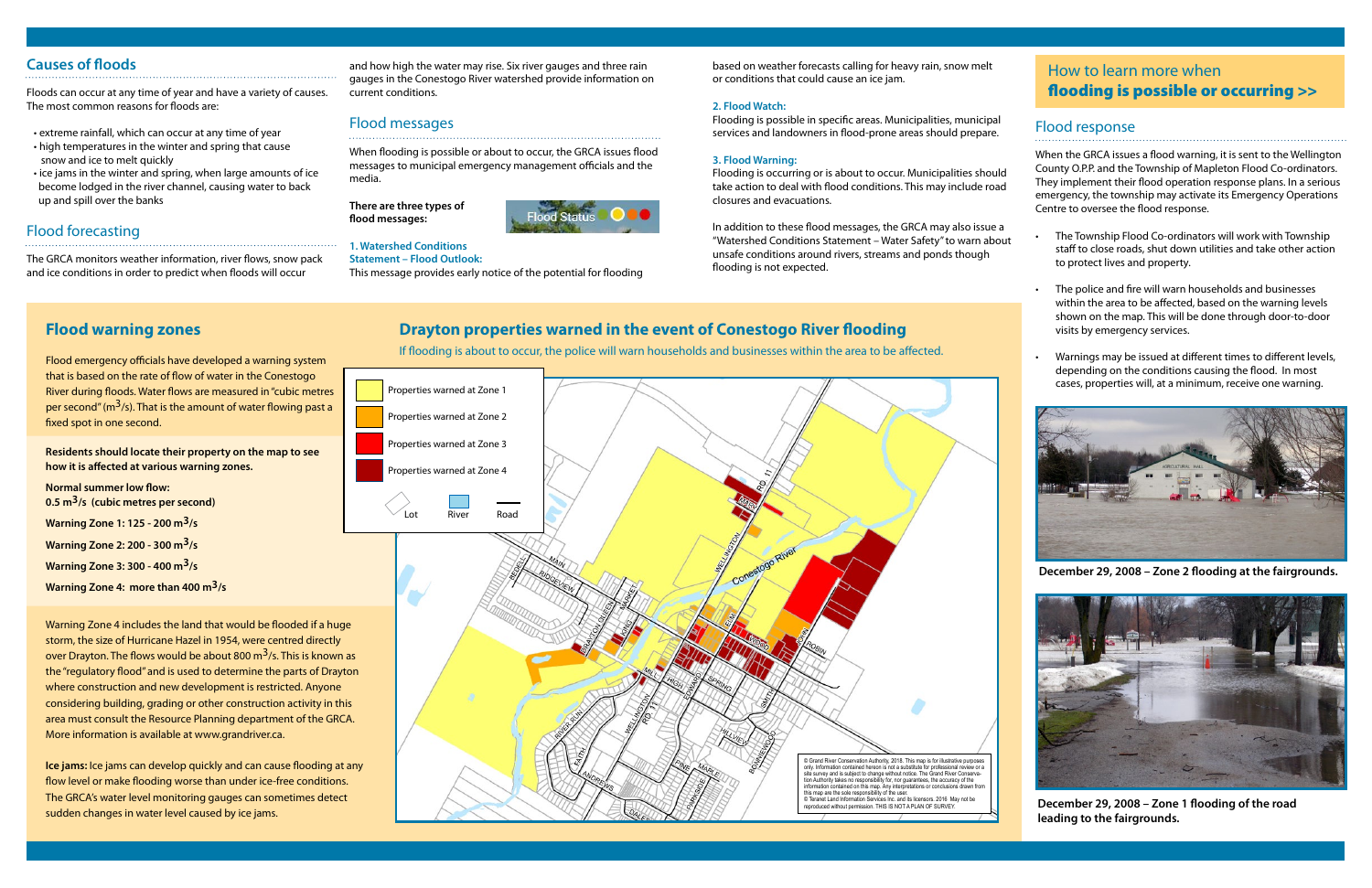## Causes of floods

Floods can occur at any time of year and have a variety of causes. The most common reasons for floods are:

- extreme rainfall, which can occur at any time of year
- high temperatures in the winter and spring that cause snow and ice to melt quickly
- ice jams in the winter and spring, when large amounts of ice become lodged in the river channel, causing water to back up and spill over the banks

## Flood forecasting

The GRCA monitors weather information, river flows, snow pack and ice conditions in order to predict when floods will occur and how high the water may rise. Six river gauges and three rain gauges in the Conestogo River watershed provide information on current conditions.

## Flood messages

When flooding is possible or about to occur, the GRCA issues flood messages to municipal emergency management officials and the media.

**There are three types of flood messages:**

Flood Status

**1. Watershed Conditions Statement – Flood Outlook:**
This message provides early notice of the potential for flooding based on weather forecasts calling for heavy rain, snow melt or conditions that could cause an ice jam.

**2. Flood Watch:**
Flooding is possible in specific areas. Municipalities, municipal services and landowners in flood-prone areas should prepare.

**3. Flood Warning:**
Flooding is occurring or is about to occur. Municipalities should take action to deal with flood conditions. This may include road closures and evacuations.

In addition to these flood messages, the GRCA may also issue a "Watershed Conditions Statement – Water Safety" to warn about unsafe conditions around rivers, streams and ponds though flooding is not expected.

## How to learn more when **flooding is possible or occurring >>**

## Flood response

When the GRCA issues a flood warning, it is sent to the Wellington County O.P.P. and the Township of Mapleton Flood Co-ordinators. They implement their flood operation response plans. In a serious emergency, the township may activate its Emergency Operations Centre to oversee the flood response.

- The Township Flood Co-ordinators will work with Township staff to close roads, shut down utilities and take other action to protect lives and property.
- The police and fire will warn households and businesses within the area to be affected, based on the warning levels shown on the map. This will be done through door-to-door visits by emergency services.
- Warnings may be issued at different times to different levels, depending on the conditions causing the flood. In most cases, properties will, at a minimum, receive one warning.

**December 29, 2008 – Zone 2 flooding at the fairgrounds.**

**December 29, 2008 – Zone 1 flooding of the road leading to the fairgrounds.**

## Flood warning zones

Flood emergency officials have developed a warning system that is based on the rate of flow of water in the Conestogo River during floods. Water flows are measured in "cubic metres per second" ($m^3/s$). That is the amount of water flowing past a fixed spot in one second.

**Residents should locate their property on the map to see how it is affected at various warning zones.**

**Normal summer low flow:**
**0.5 $m^3/s$ (cubic metres per second)**

**Warning Zone 1: 125 - 200 $m^3/s$**

**Warning Zone 2: 200 - 300 $m^3/s$**

**Warning Zone 3: 300 - 400 $m^3/s$**

**Warning Zone 4: more than 400 $m^3/s$**

Warning Zone 4 includes the land that would be flooded if a huge storm, the size of Hurricane Hazel in 1954, were centred directly over Drayton. The flows would be about 800 $m^3/s$. This is known as the "regulatory flood" and is used to determine the parts of Drayton where construction and new development is restricted. Anyone considering building, grading or other construction activity in this area must consult the Resource Planning department of the GRCA. More information is available at www.grandriver.ca.

**Ice jams:** Ice jams can develop quickly and can cause flooding at any flow level or make flooding worse than under ice-free conditions. The GRCA's water level monitoring gauges can sometimes detect sudden changes in water level caused by ice jams.

## Drayton properties warned in the event of Conestogo River flooding

If flooding is about to occur, the police will warn households and businesses within the area to be affected.

Properties warned at Zone 1
Properties warned at Zone 2
Properties warned at Zone 3
Properties warned at Zone 4
Lot
River
Road

© Grand River Conservation Authority, 2018. This map is for illustrative purposes only. Information contained hereon is not a substitute for professional review or a site survey and is subject to change without notice. The Grand River Conservation Authority takes no responsibility for, nor guarantees, the accuracy of the information contained on this map. Any interpretations or conclusions drawn from this map are the sole responsibility of the user.
© Teranet Land Information Services Inc. and its licensors. 2016 May not be reproduced without permission. THIS IS NOT A PLAN OF SURVEY.